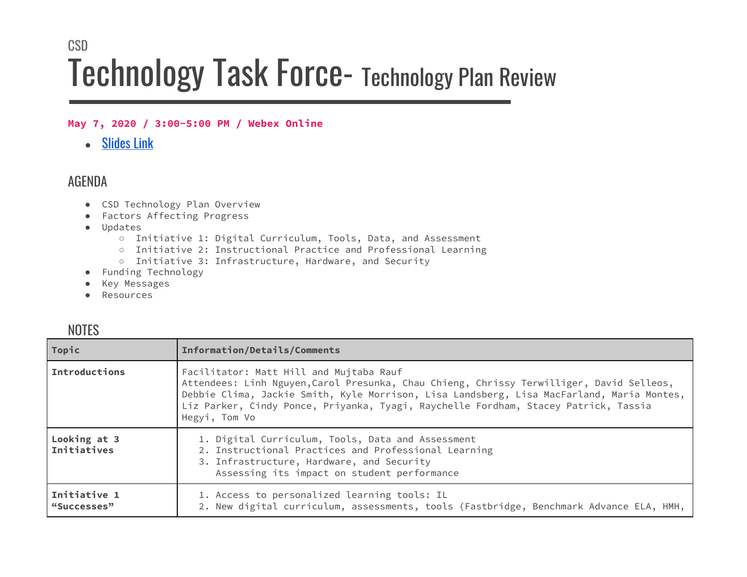CSD

# Technology Task Force- Technology Plan Review

**May 7, 2020 / 3:00-5:00 PM / Webex Online**

- Slides Link

## AGENDA

- CSD Technology Plan Overview
- Factors Affecting Progress
- Updates
  - Initiative 1: Digital Curriculum, Tools, Data, and Assessment
  - Initiative 2: Instructional Practice and Professional Learning
  - Initiative 3: Infrastructure, Hardware, and Security
- Funding Technology
- Key Messages
- Resources

## NOTES

| Topic | Information/Details/Comments |
| --- | --- |
| **Introductions** | Facilitator: Matt Hill and Mujtaba Rauf<br>Attendees: Linh Nguyen,Carol Presunka, Chau Chieng, Chrissy Terwilliger, David Selleos, Debbie Clima, Jackie Smith, Kyle Morrison, Lisa Landsberg, Lisa MacFarland, Maria Montes, Liz Parker, Cindy Ponce, Priyanka, Tyagi, Raychelle Fordham, Stacey Patrick, Tassia Hegyi, Tom Vo |
| **Looking at 3 Initiatives** | 1. Digital Curriculum, Tools, Data and Assessment<br>2. Instructional Practices and Professional Learning<br>3. Infrastructure, Hardware, and Security<br>Assessing its impact on student performance |
| **Initiative 1 "Successes"** | 1. Access to personalized learning tools: IL<br>2. New digital curriculum, assessments, tools (Fastbridge, Benchmark Advance ELA, HMH, |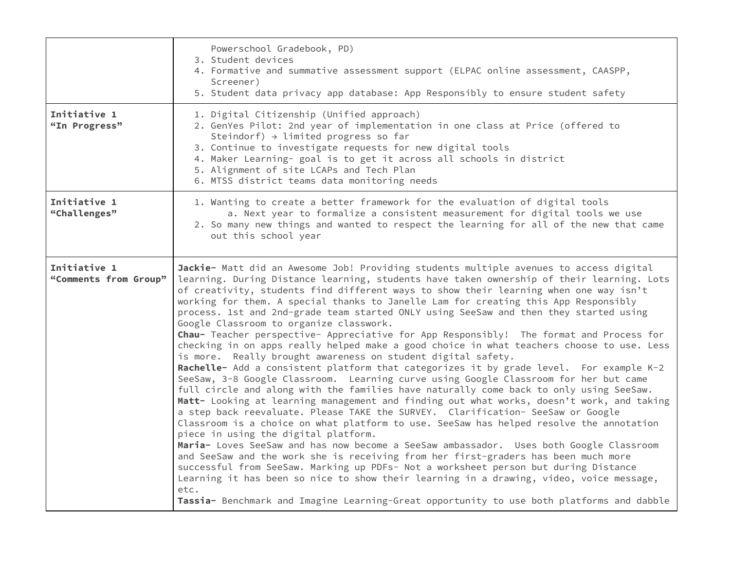| | |
|---|---|
| | Powerschool Gradebook, PD)<br>3. Student devices<br>4. Formative and summative assessment support (ELPAC online assessment, CAASPP, Screener)<br>5. Student data privacy app database: App Responsibly to ensure student safety |
| **Initiative 1 "In Progress"** | 1. Digital Citizenship (Unified approach)<br>2. GenYes Pilot: 2nd year of implementation in one class at Price (offered to Steindorf) → limited progress so far<br>3. Continue to investigate requests for new digital tools<br>4. Maker Learning- goal is to get it across all schools in district<br>5. Alignment of site LCAPs and Tech Plan<br>6. MTSS district teams data monitoring needs |
| **Initiative 1 "Challenges"** | 1. Wanting to create a better framework for the evaluation of digital tools<br>&nbsp;&nbsp;&nbsp;&nbsp;a. Next year to formalize a consistent measurement for digital tools we use<br>2. So many new things and wanted to respect the learning for all of the new that came out this school year |
| **Initiative 1 "Comments from Group"** | **Jackie-** Matt did an Awesome Job! Providing students multiple avenues to access digital learning. During Distance learning, students have taken ownership of their learning. Lots of creativity, students find different ways to show their learning when one way isn't working for them. A special thanks to Janelle Lam for creating this App Responsibly process. 1st and 2nd-grade team started ONLY using SeeSaw and then they started using Google Classroom to organize classwork.<br>**Chau-** Teacher perspective- Appreciative for App Responsibly! The format and Process for checking in on apps really helped make a good choice in what teachers choose to use. Less is more. Really brought awareness on student digital safety.<br>**Rachelle-** Add a consistent platform that categorizes it by grade level. For example K-2 SeeSaw, 3-8 Google Classroom. Learning curve using Google Classroom for her but came full circle and along with the families have naturally come back to only using SeeSaw.<br>**Matt-** Looking at learning management and finding out what works, doesn't work, and taking a step back reevaluate. Please TAKE the SURVEY. Clarification- SeeSaw or Google Classroom is a choice on what platform to use. SeeSaw has helped resolve the annotation piece in using the digital platform.<br>**Maria-** Loves SeeSaw and has now become a SeeSaw ambassador. Uses both Google Classroom and SeeSaw and the work she is receiving from her first-graders has been much more successful from SeeSaw. Marking up PDFs- Not a worksheet person but during Distance Learning it has been so nice to show their learning in a drawing, video, voice message, etc.<br>**Tassia-** Benchmark and Imagine Learning-Great opportunity to use both platforms and dabble |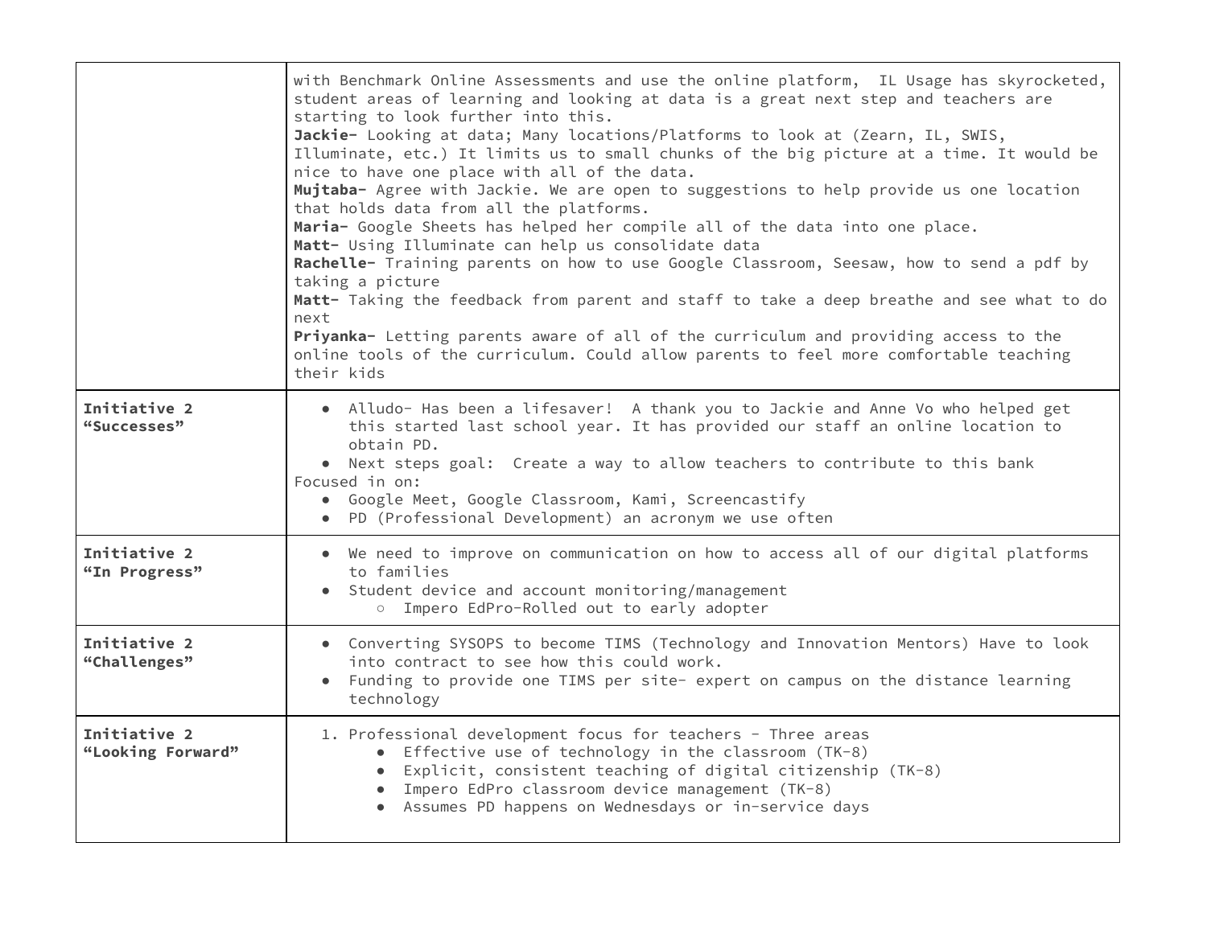| | |
|---|---|
| | with Benchmark Online Assessments and use the online platform, IL Usage has skyrocketed, student areas of learning and looking at data is a great next step and teachers are starting to look further into this.<br>**Jackie-** Looking at data; Many locations/Platforms to look at (Zearn, IL, SWIS, Illuminate, etc.) It limits us to small chunks of the big picture at a time. It would be nice to have one place with all of the data.<br>**Mujtaba-** Agree with Jackie. We are open to suggestions to help provide us one location that holds data from all the platforms.<br>**Maria-** Google Sheets has helped her compile all of the data into one place.<br>**Matt-** Using Illuminate can help us consolidate data<br>**Rachelle-** Training parents on how to use Google Classroom, Seesaw, how to send a pdf by taking a picture<br>**Matt-** Taking the feedback from parent and staff to take a deep breathe and see what to do next<br>**Priyanka-** Letting parents aware of all of the curriculum and providing access to the online tools of the curriculum. Could allow parents to feel more comfortable teaching their kids |
| **Initiative 2 "Successes"** | • Alludo- Has been a lifesaver! A thank you to Jackie and Anne Vo who helped get this started last school year. It has provided our staff an online location to obtain PD.<br>• Next steps goal: Create a way to allow teachers to contribute to this bank<br>Focused in on:<br>• Google Meet, Google Classroom, Kami, Screencastify<br>• PD (Professional Development) an acronym we use often |
| **Initiative 2 "In Progress"** | • We need to improve on communication on how to access all of our digital platforms to families<br>• Student device and account monitoring/management<br>&nbsp;&nbsp;&nbsp;&nbsp;○ Impero EdPro-Rolled out to early adopter |
| **Initiative 2 "Challenges"** | • Converting SYSOPS to become TIMS (Technology and Innovation Mentors) Have to look into contract to see how this could work.<br>• Funding to provide one TIMS per site- expert on campus on the distance learning technology |
| **Initiative 2 "Looking Forward"** | 1. Professional development focus for teachers - Three areas<br>&nbsp;&nbsp;&nbsp;&nbsp;• Effective use of technology in the classroom (TK-8)<br>&nbsp;&nbsp;&nbsp;&nbsp;• Explicit, consistent teaching of digital citizenship (TK-8)<br>&nbsp;&nbsp;&nbsp;&nbsp;• Impero EdPro classroom device management (TK-8)<br>&nbsp;&nbsp;&nbsp;&nbsp;• Assumes PD happens on Wednesdays or in-service days |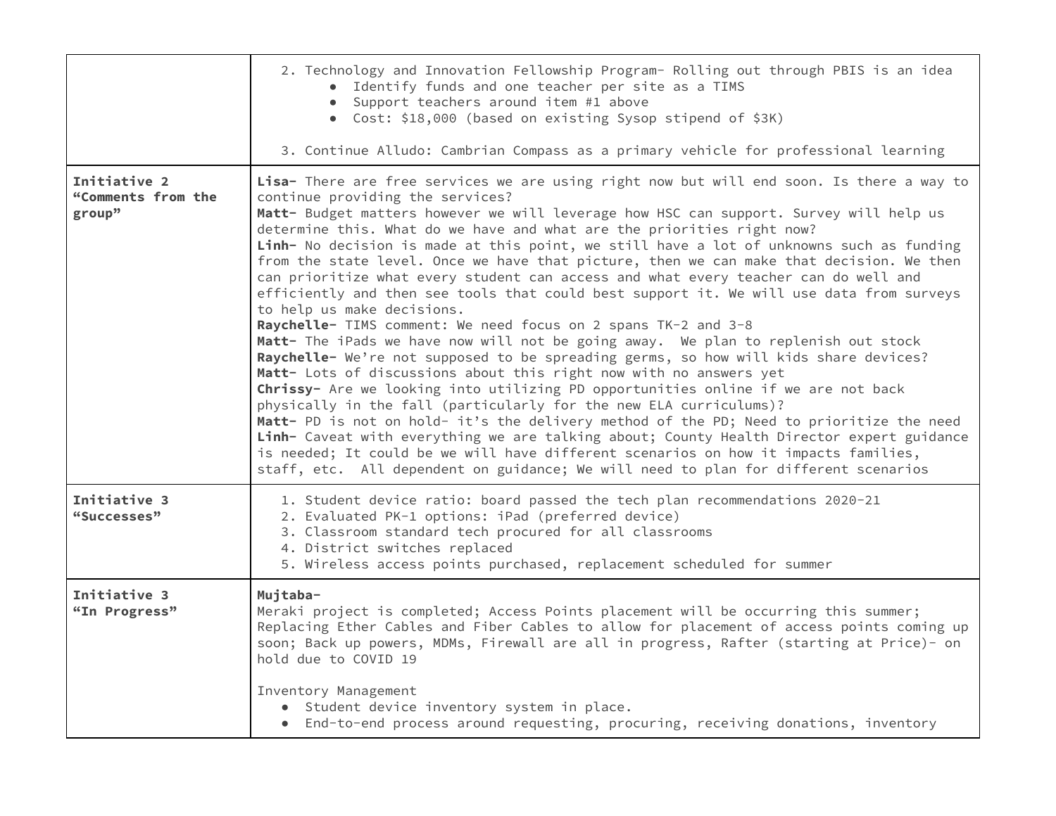| | |
|---|---|
| | 2. Technology and Innovation Fellowship Program- Rolling out through PBIS is an idea<br>• Identify funds and one teacher per site as a TIMS<br>• Support teachers around item #1 above<br>• Cost: $18,000 (based on existing Sysop stipend of $3K)<br><br>3. Continue Alludo: Cambrian Compass as a primary vehicle for professional learning |
| **Initiative 2 "Comments from the group"** | **Lisa-** There are free services we are using right now but will end soon. Is there a way to continue providing the services?<br>**Matt-** Budget matters however we will leverage how HSC can support. Survey will help us determine this. What do we have and what are the priorities right now?<br>**Linh-** No decision is made at this point, we still have a lot of unknowns such as funding from the state level. Once we have that picture, then we can make that decision. We then can prioritize what every student can access and what every teacher can do well and efficiently and then see tools that could best support it. We will use data from surveys to help us make decisions.<br>**Raychelle-** TIMS comment: We need focus on 2 spans TK-2 and 3-8<br>**Matt-** The iPads we have now will not be going away. We plan to replenish out stock<br>**Raychelle-** We're not supposed to be spreading germs, so how will kids share devices?<br>**Matt-** Lots of discussions about this right now with no answers yet<br>**Chrissy-** Are we looking into utilizing PD opportunities online if we are not back physically in the fall (particularly for the new ELA curriculums)?<br>**Matt-** PD is not on hold- it's the delivery method of the PD; Need to prioritize the need<br>**Linh-** Caveat with everything we are talking about; County Health Director expert guidance is needed; It could be we will have different scenarios on how it impacts families, staff, etc. All dependent on guidance; We will need to plan for different scenarios |
| **Initiative 3 "Successes"** | 1. Student device ratio: board passed the tech plan recommendations 2020-21<br>2. Evaluated PK-1 options: iPad (preferred device)<br>3. Classroom standard tech procured for all classrooms<br>4. District switches replaced<br>5. Wireless access points purchased, replacement scheduled for summer |
| **Initiative 3 "In Progress"** | **Mujtaba-**<br>Meraki project is completed; Access Points placement will be occurring this summer; Replacing Ether Cables and Fiber Cables to allow for placement of access points coming up soon; Back up powers, MDMs, Firewall are all in progress, Rafter (starting at Price)- on hold due to COVID 19<br><br>Inventory Management<br>• Student device inventory system in place.<br>• End-to-end process around requesting, procuring, receiving donations, inventory |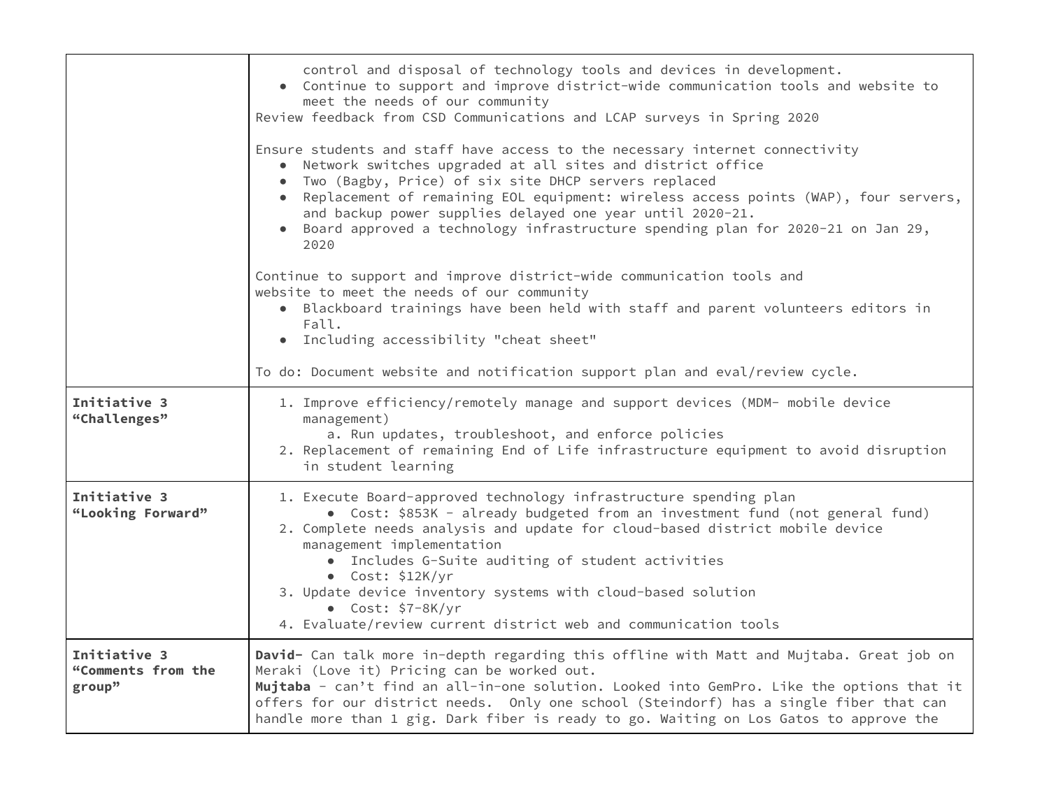| | |
|---|---|
| | control and disposal of technology tools and devices in development.<br>• Continue to support and improve district-wide communication tools and website to meet the needs of our community<br>Review feedback from CSD Communications and LCAP surveys in Spring 2020<br><br>Ensure students and staff have access to the necessary internet connectivity<br>• Network switches upgraded at all sites and district office<br>• Two (Bagby, Price) of six site DHCP servers replaced<br>• Replacement of remaining EOL equipment: wireless access points (WAP), four servers, and backup power supplies delayed one year until 2020-21.<br>• Board approved a technology infrastructure spending plan for 2020-21 on Jan 29, 2020<br><br>Continue to support and improve district-wide communication tools and website to meet the needs of our community<br>• Blackboard trainings have been held with staff and parent volunteers editors in Fall.<br>• Including accessibility "cheat sheet"<br><br>To do: Document website and notification support plan and eval/review cycle. |
| **Initiative 3 "Challenges"** | 1. Improve efficiency/remotely manage and support devices (MDM- mobile device management)<br>&nbsp;&nbsp;&nbsp;&nbsp;a. Run updates, troubleshoot, and enforce policies<br>2. Replacement of remaining End of Life infrastructure equipment to avoid disruption in student learning |
| **Initiative 3 "Looking Forward"** | 1. Execute Board-approved technology infrastructure spending plan<br>&nbsp;&nbsp;&nbsp;&nbsp;• Cost: $853K - already budgeted from an investment fund (not general fund)<br>2. Complete needs analysis and update for cloud-based district mobile device management implementation<br>&nbsp;&nbsp;&nbsp;&nbsp;• Includes G-Suite auditing of student activities<br>&nbsp;&nbsp;&nbsp;&nbsp;• Cost: $12K/yr<br>3. Update device inventory systems with cloud-based solution<br>&nbsp;&nbsp;&nbsp;&nbsp;• Cost: $7-8K/yr<br>4. Evaluate/review current district web and communication tools |
| **Initiative 3 "Comments from the group"** | **David-** Can talk more in-depth regarding this offline with Matt and Mujtaba. Great job on Meraki (Love it) Pricing can be worked out.<br>**Mujtaba** - can't find an all-in-one solution. Looked into GemPro. Like the options that it offers for our district needs. Only one school (Steindorf) has a single fiber that can handle more than 1 gig. Dark fiber is ready to go. Waiting on Los Gatos to approve the |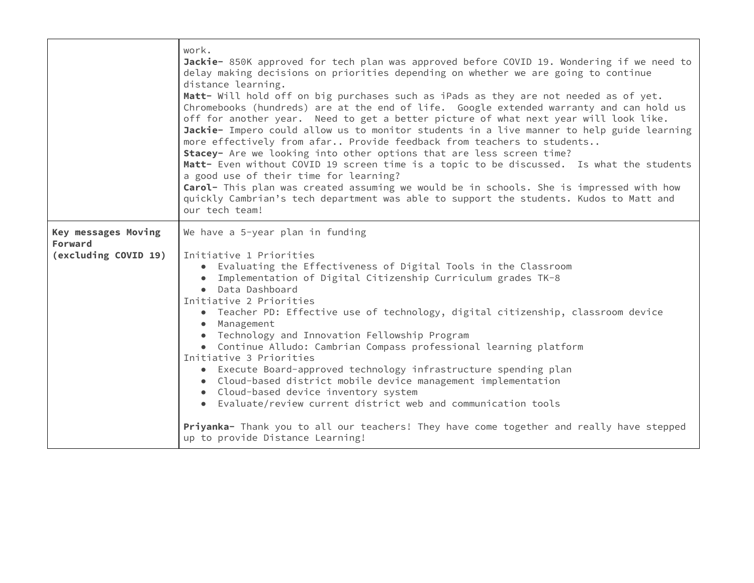| | |
|---|---|
| | work.<br>**Jackie-** 850K approved for tech plan was approved before COVID 19. Wondering if we need to delay making decisions on priorities depending on whether we are going to continue distance learning.<br>**Matt-** Will hold off on big purchases such as iPads as they are not needed as of yet. Chromebooks (hundreds) are at the end of life. Google extended warranty and can hold us off for another year. Need to get a better picture of what next year will look like.<br>**Jackie-** Impero could allow us to monitor students in a live manner to help guide learning more effectively from afar.. Provide feedback from teachers to students..<br>**Stacey-** Are we looking into other options that are less screen time?<br>**Matt-** Even without COVID 19 screen time is a topic to be discussed. Is what the students a good use of their time for learning?<br>**Carol-** This plan was created assuming we would be in schools. She is impressed with how quickly Cambrian's tech department was able to support the students. Kudos to Matt and our tech team! |
| **Key messages Moving Forward (excluding COVID 19)** | We have a 5-year plan in funding<br><br>Initiative 1 Priorities<br>• Evaluating the Effectiveness of Digital Tools in the Classroom<br>• Implementation of Digital Citizenship Curriculum grades TK-8<br>• Data Dashboard<br>Initiative 2 Priorities<br>• Teacher PD: Effective use of technology, digital citizenship, classroom device<br>• Management<br>• Technology and Innovation Fellowship Program<br>• Continue Alludo: Cambrian Compass professional learning platform<br>Initiative 3 Priorities<br>• Execute Board-approved technology infrastructure spending plan<br>• Cloud-based district mobile device management implementation<br>• Cloud-based device inventory system<br>• Evaluate/review current district web and communication tools<br><br>**Priyanka-** Thank you to all our teachers! They have come together and really have stepped up to provide Distance Learning! |